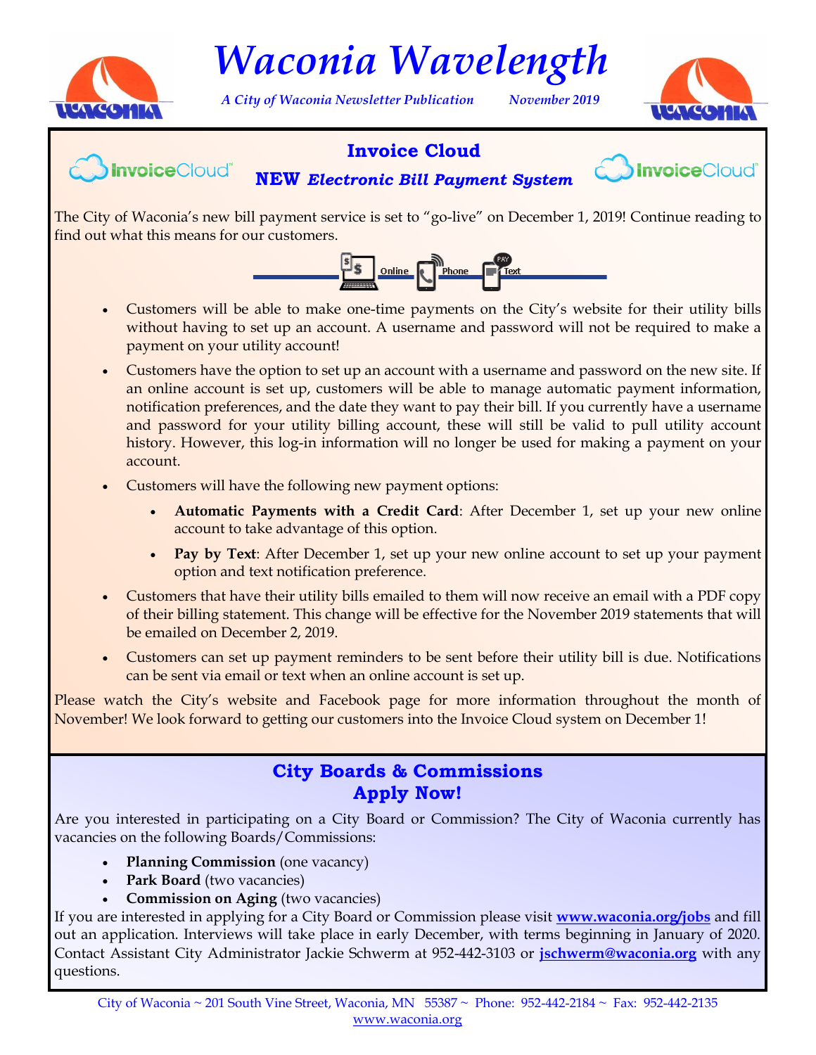# Waconia Wavelength

*A City of Waconia Newsletter Publication* *November 2019*

## Invoice Cloud

### NEW *Electronic Bill Payment System*

The City of Waconia's new bill payment service is set to "go-live" on December 1, 2019! Continue reading to find out what this means for our customers.

Online Phone Text

- Customers will be able to make one-time payments on the City's website for their utility bills without having to set up an account. A username and password will not be required to make a payment on your utility account!
- Customers have the option to set up an account with a username and password on the new site. If an online account is set up, customers will be able to manage automatic payment information, notification preferences, and the date they want to pay their bill. If you currently have a username and password for your utility billing account, these will still be valid to pull utility account history. However, this log-in information will no longer be used for making a payment on your account.
- Customers will have the following new payment options:
  - **Automatic Payments with a Credit Card**: After December 1, set up your new online account to take advantage of this option.
  - **Pay by Text**: After December 1, set up your new online account to set up your payment option and text notification preference.
- Customers that have their utility bills emailed to them will now receive an email with a PDF copy of their billing statement. This change will be effective for the November 2019 statements that will be emailed on December 2, 2019.
- Customers can set up payment reminders to be sent before their utility bill is due. Notifications can be sent via email or text when an online account is set up.

Please watch the City's website and Facebook page for more information throughout the month of November! We look forward to getting our customers into the Invoice Cloud system on December 1!

## City Boards & Commissions Apply Now!

Are you interested in participating on a City Board or Commission? The City of Waconia currently has vacancies on the following Boards/Commissions:

- **Planning Commission** (one vacancy)
- **Park Board** (two vacancies)
- **Commission on Aging** (two vacancies)

If you are interested in applying for a City Board or Commission please visit **www.waconia.org/jobs** and fill out an application. Interviews will take place in early December, with terms beginning in January of 2020. Contact Assistant City Administrator Jackie Schwerm at 952-442-3103 or **jschwerm@waconia.org** with any questions.

City of Waconia ~ 201 South Vine Street, Waconia, MN 55387 ~ Phone: 952-442-2184 ~ Fax: 952-442-2135
www.waconia.org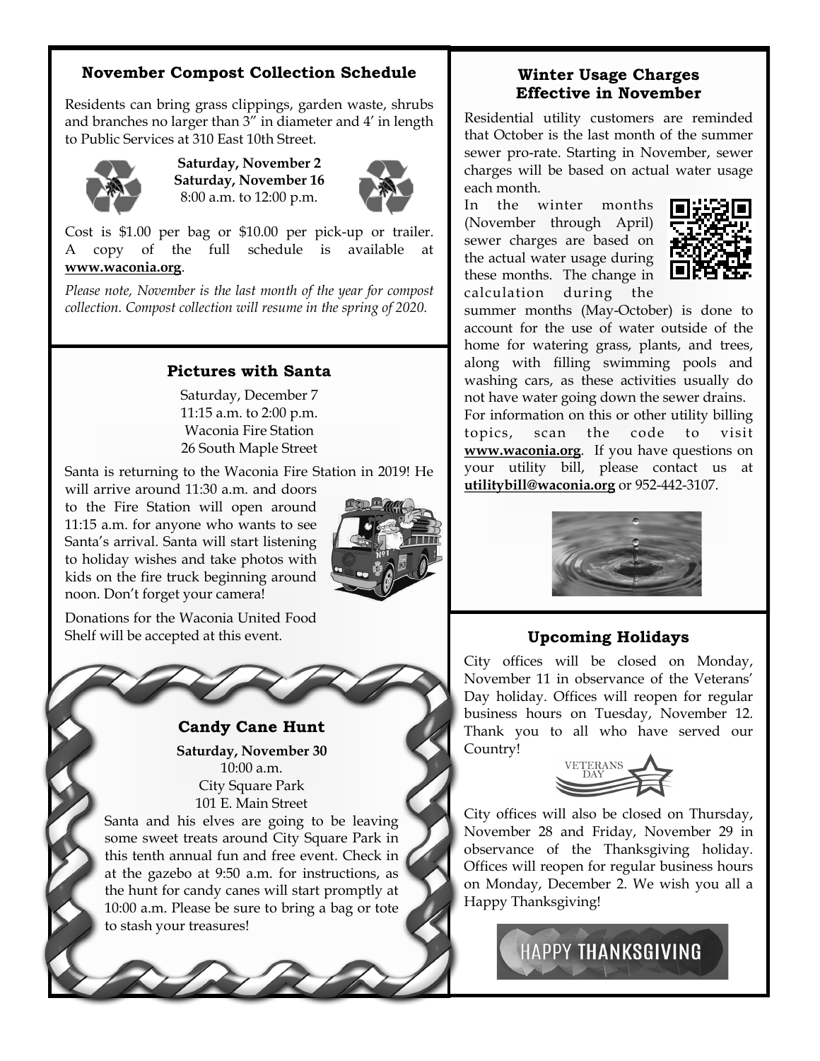## November Compost Collection Schedule

Residents can bring grass clippings, garden waste, shrubs and branches no larger than 3" in diameter and 4' in length to Public Services at 310 East 10th Street.

**Saturday, November 2**
**Saturday, November 16**
8:00 a.m. to 12:00 p.m.

Cost is $1.00 per bag or $10.00 per pick-up or trailer. A copy of the full schedule is available at **www.waconia.org**.

*Please note, November is the last month of the year for compost collection. Compost collection will resume in the spring of 2020.*

## Pictures with Santa

Saturday, December 7
11:15 a.m. to 2:00 p.m.
Waconia Fire Station
26 South Maple Street

Santa is returning to the Waconia Fire Station in 2019! He will arrive around 11:30 a.m. and doors to the Fire Station will open around 11:15 a.m. for anyone who wants to see Santa's arrival. Santa will start listening to holiday wishes and take photos with kids on the fire truck beginning around noon. Don't forget your camera!

Donations for the Waconia United Food Shelf will be accepted at this event.

## Candy Cane Hunt

**Saturday, November 30**
10:00 a.m.
City Square Park
101 E. Main Street

Santa and his elves are going to be leaving some sweet treats around City Square Park in this tenth annual fun and free event. Check in at the gazebo at 9:50 a.m. for instructions, as the hunt for candy canes will start promptly at 10:00 a.m. Please be sure to bring a bag or tote to stash your treasures!

## Winter Usage Charges Effective in November

Residential utility customers are reminded that October is the last month of the summer sewer pro-rate. Starting in November, sewer charges will be based on actual water usage each month.

In the winter months (November through April) sewer charges are based on the actual water usage during these months. The change in calculation during the summer months (May-October) is done to account for the use of water outside of the home for watering grass, plants, and trees, along with filling swimming pools and washing cars, as these activities usually do not have water going down the sewer drains.

For information on this or other utility billing topics, scan the code to visit **www.waconia.org**. If you have questions on your utility bill, please contact us at **utilitybill@waconia.org** or 952-442-3107.

## Upcoming Holidays

City offices will be closed on Monday, November 11 in observance of the Veterans' Day holiday. Offices will reopen for regular business hours on Tuesday, November 12. Thank you to all who have served our Country!

City offices will also be closed on Thursday, November 28 and Friday, November 29 in observance of the Thanksgiving holiday. Offices will reopen for regular business hours on Monday, December 2. We wish you all a Happy Thanksgiving!